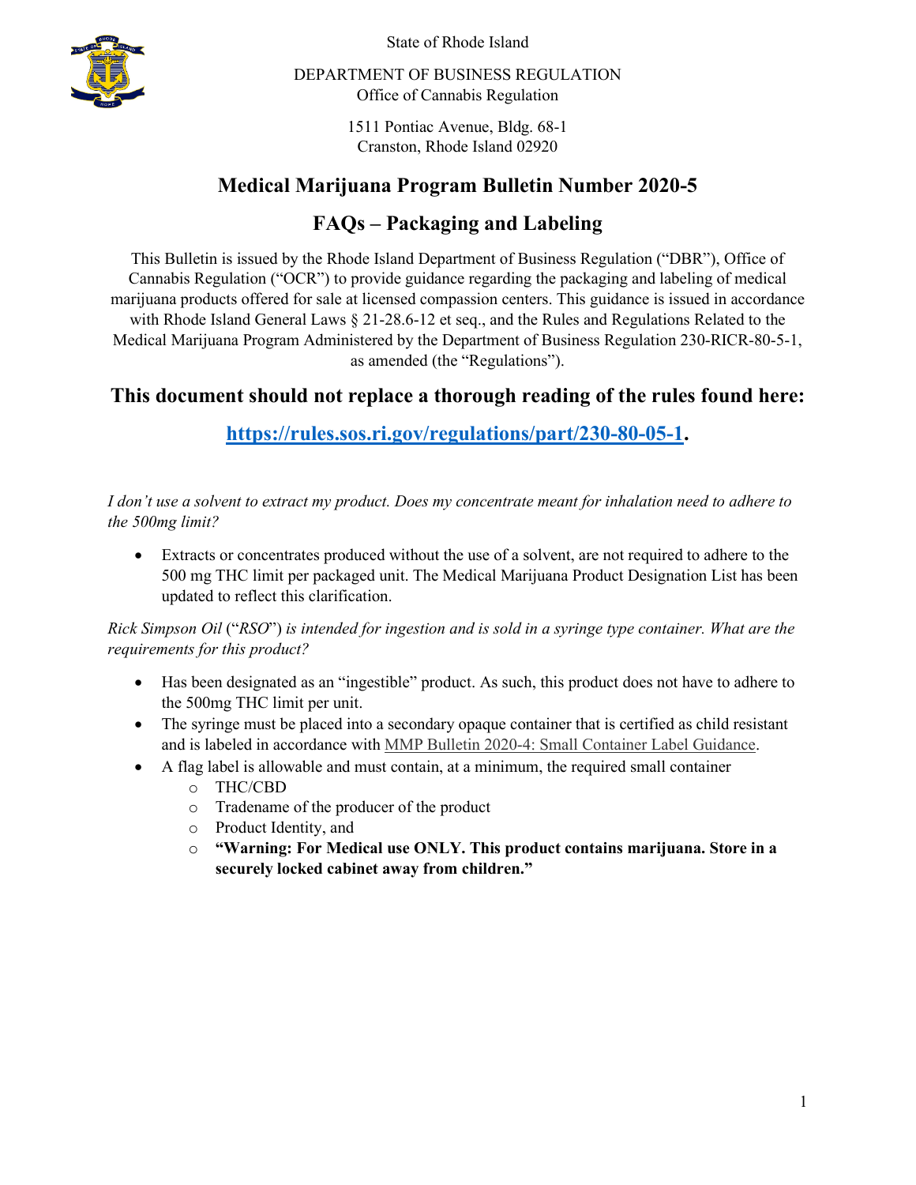State of Rhode Island

DEPARTMENT OF BUSINESS REGULATION
Office of Cannabis Regulation

1511 Pontiac Avenue, Bldg. 68-1
Cranston, Rhode Island 02920

# Medical Marijuana Program Bulletin Number 2020-5

# FAQs – Packaging and Labeling

This Bulletin is issued by the Rhode Island Department of Business Regulation ("DBR"), Office of Cannabis Regulation ("OCR") to provide guidance regarding the packaging and labeling of medical marijuana products offered for sale at licensed compassion centers. This guidance is issued in accordance with Rhode Island General Laws § 21-28.6-12 et seq., and the Rules and Regulations Related to the Medical Marijuana Program Administered by the Department of Business Regulation 230-RICR-80-5-1, as amended (the "Regulations").

## This document should not replace a thorough reading of the rules found here:

## [https://rules.sos.ri.gov/regulations/part/230-80-05-1](https://rules.sos.ri.gov/regulations/part/230-80-05-1).

*I don't use a solvent to extract my product. Does my concentrate meant for inhalation need to adhere to the 500mg limit?*

- Extracts or concentrates produced without the use of a solvent, are not required to adhere to the 500 mg THC limit per packaged unit. The Medical Marijuana Product Designation List has been updated to reflect this clarification.

*Rick Simpson Oil ("RSO") is intended for ingestion and is sold in a syringe type container. What are the requirements for this product?*

- Has been designated as an "ingestible" product. As such, this product does not have to adhere to the 500mg THC limit per unit.
- The syringe must be placed into a secondary opaque container that is certified as child resistant and is labeled in accordance with MMP Bulletin 2020-4: Small Container Label Guidance.
- A flag label is allowable and must contain, at a minimum, the required small container
  - THC/CBD
  - Tradename of the producer of the product
  - Product Identity, and
  - **"Warning: For Medical use ONLY. This product contains marijuana. Store in a securely locked cabinet away from children."**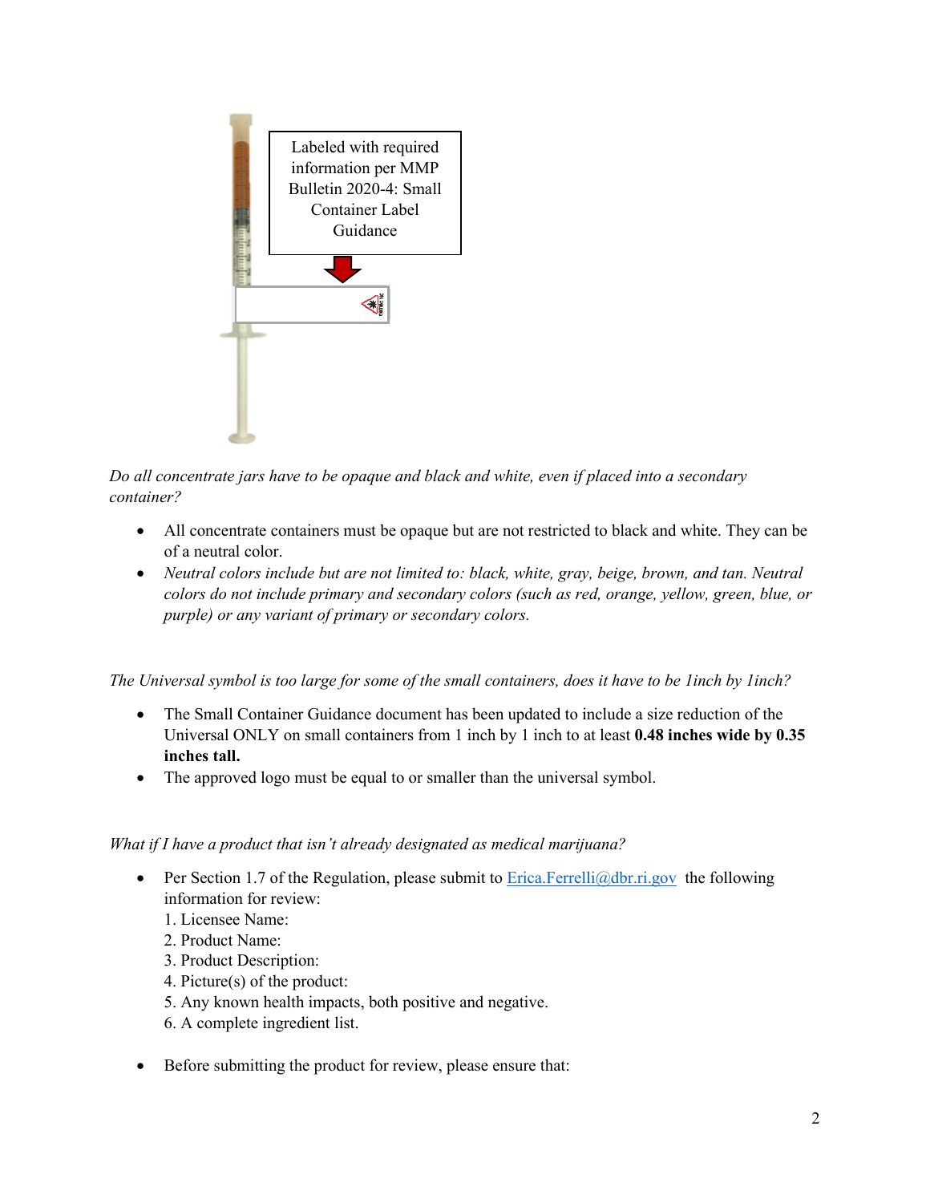Labeled with required information per MMP Bulletin 2020-4: Small Container Label Guidance

*Do all concentrate jars have to be opaque and black and white, even if placed into a secondary container?*

- All concentrate containers must be opaque but are not restricted to black and white. They can be of a neutral color.
- *Neutral colors include but are not limited to: black, white, gray, beige, brown, and tan. Neutral colors do not include primary and secondary colors (such as red, orange, yellow, green, blue, or purple) or any variant of primary or secondary colors.*

*The Universal symbol is too large for some of the small containers, does it have to be 1inch by 1inch?*

- The Small Container Guidance document has been updated to include a size reduction of the Universal ONLY on small containers from 1 inch by 1 inch to at least **0.48 inches wide by 0.35 inches tall.**
- The approved logo must be equal to or smaller than the universal symbol.

*What if I have a product that isn't already designated as medical marijuana?*

- Per Section 1.7 of the Regulation, please submit to [Erica.Ferrelli@dbr.ri.gov](mailto:Erica.Ferrelli@dbr.ri.gov) the following information for review:
  1. Licensee Name:
  2. Product Name:
  3. Product Description:
  4. Picture(s) of the product:
  5. Any known health impacts, both positive and negative.
  6. A complete ingredient list.

- Before submitting the product for review, please ensure that: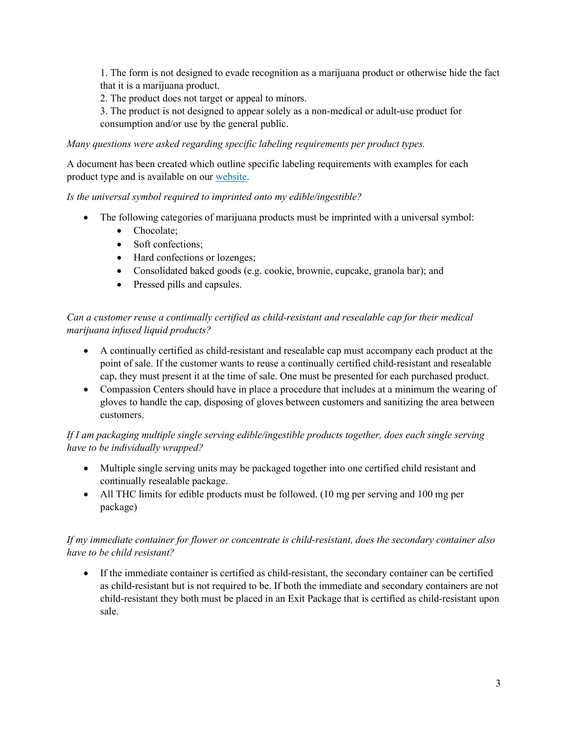1. The form is not designed to evade recognition as a marijuana product or otherwise hide the fact that it is a marijuana product.
2. The product does not target or appeal to minors.
3. The product is not designed to appear solely as a non-medical or adult-use product for consumption and/or use by the general public.

*Many questions were asked regarding specific labeling requirements per product types.*

A document has been created which outline specific labeling requirements with examples for each product type and is available on our [website](website).

*Is the universal symbol required to imprinted onto my edible/ingestible?*

- The following categories of marijuana products must be imprinted with a universal symbol:
  - Chocolate;
  - Soft confections;
  - Hard confections or lozenges;
  - Consolidated baked goods (e.g. cookie, brownie, cupcake, granola bar); and
  - Pressed pills and capsules.

*Can a customer reuse a continually certified as child-resistant and resealable cap for their medical marijuana infused liquid products?*

- A continually certified as child-resistant and resealable cap must accompany each product at the point of sale. If the customer wants to reuse a continually certified child-resistant and resealable cap, they must present it at the time of sale. One must be presented for each purchased product.
- Compassion Centers should have in place a procedure that includes at a minimum the wearing of gloves to handle the cap, disposing of gloves between customers and sanitizing the area between customers.

*If I am packaging multiple single serving edible/ingestible products together, does each single serving have to be individually wrapped?*

- Multiple single serving units may be packaged together into one certified child resistant and continually resealable package.
- All THC limits for edible products must be followed. (10 mg per serving and 100 mg per package)

*If my immediate container for flower or concentrate is child-resistant, does the secondary container also have to be child resistant?*

- If the immediate container is certified as child-resistant, the secondary container can be certified as child-resistant but is not required to be. If both the immediate and secondary containers are not child-resistant they both must be placed in an Exit Package that is certified as child-resistant upon sale.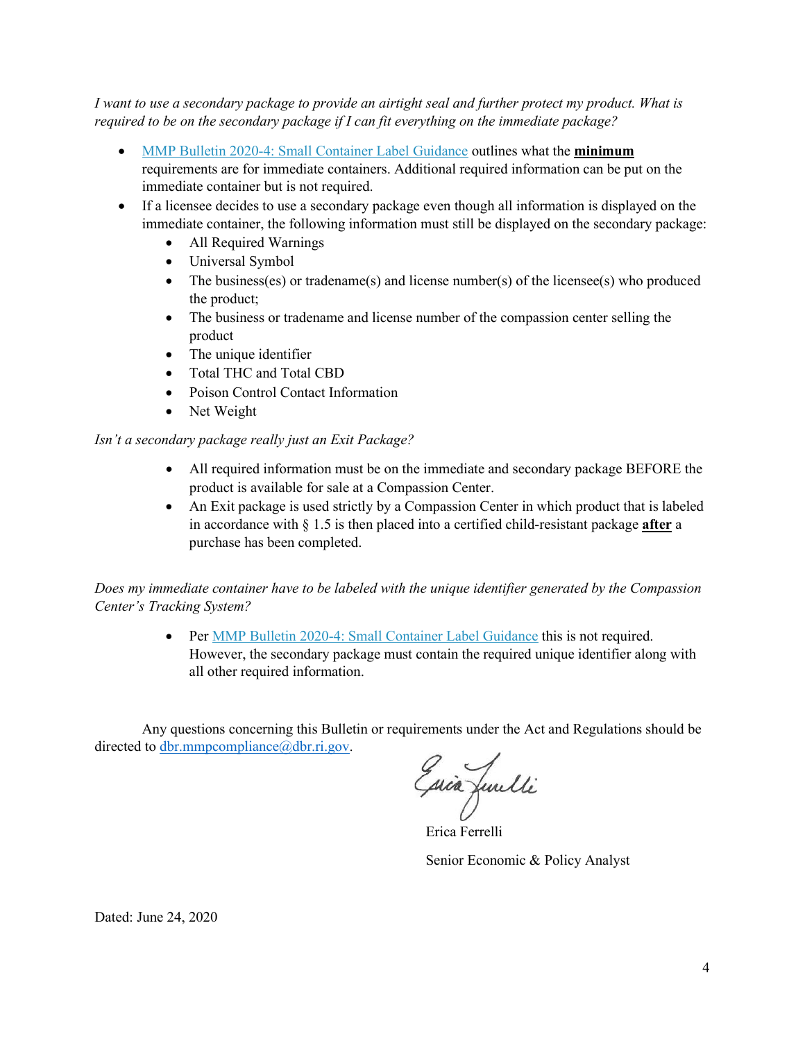*I want to use a secondary package to provide an airtight seal and further protect my product. What is required to be on the secondary package if I can fit everything on the immediate package?*

- MMP Bulletin 2020-4: Small Container Label Guidance outlines what the **minimum** requirements are for immediate containers. Additional required information can be put on the immediate container but is not required.
- If a licensee decides to use a secondary package even though all information is displayed on the immediate container, the following information must still be displayed on the secondary package:
  - All Required Warnings
  - Universal Symbol
  - The business(es) or tradename(s) and license number(s) of the licensee(s) who produced the product;
  - The business or tradename and license number of the compassion center selling the product
  - The unique identifier
  - Total THC and Total CBD
  - Poison Control Contact Information
  - Net Weight

*Isn't a secondary package really just an Exit Package?*

- All required information must be on the immediate and secondary package BEFORE the product is available for sale at a Compassion Center.
- An Exit package is used strictly by a Compassion Center in which product that is labeled in accordance with § 1.5 is then placed into a certified child-resistant package **after** a purchase has been completed.

*Does my immediate container have to be labeled with the unique identifier generated by the Compassion Center's Tracking System?*

- Per MMP Bulletin 2020-4: Small Container Label Guidance this is not required. However, the secondary package must contain the required unique identifier along with all other required information.

Any questions concerning this Bulletin or requirements under the Act and Regulations should be directed to dbr.mmpcompliance@dbr.ri.gov.

Erica Ferrelli

Senior Economic & Policy Analyst

Dated: June 24, 2020